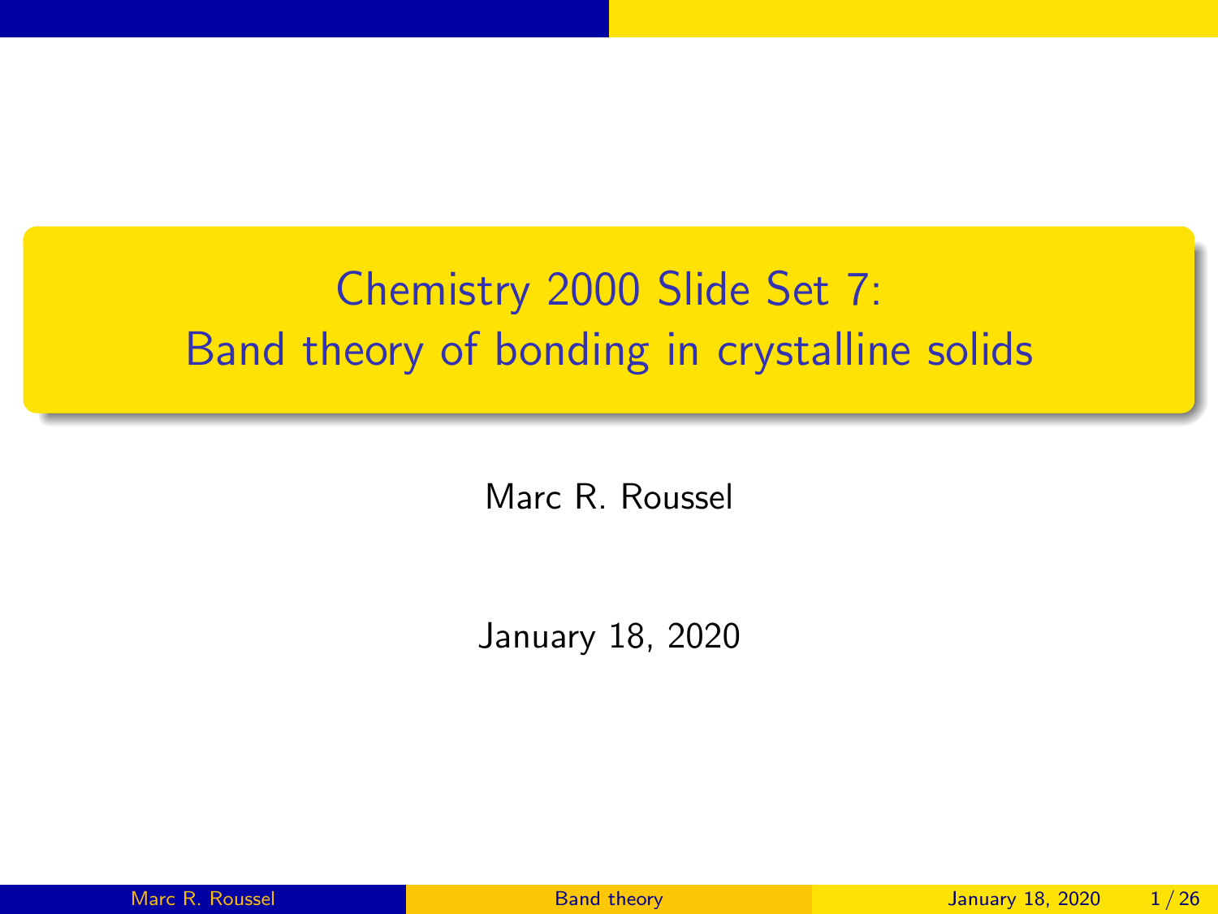# Chemistry 2000 Slide Set 7: Band theory of bonding in crystalline solids

Marc R. Roussel

January 18, 2020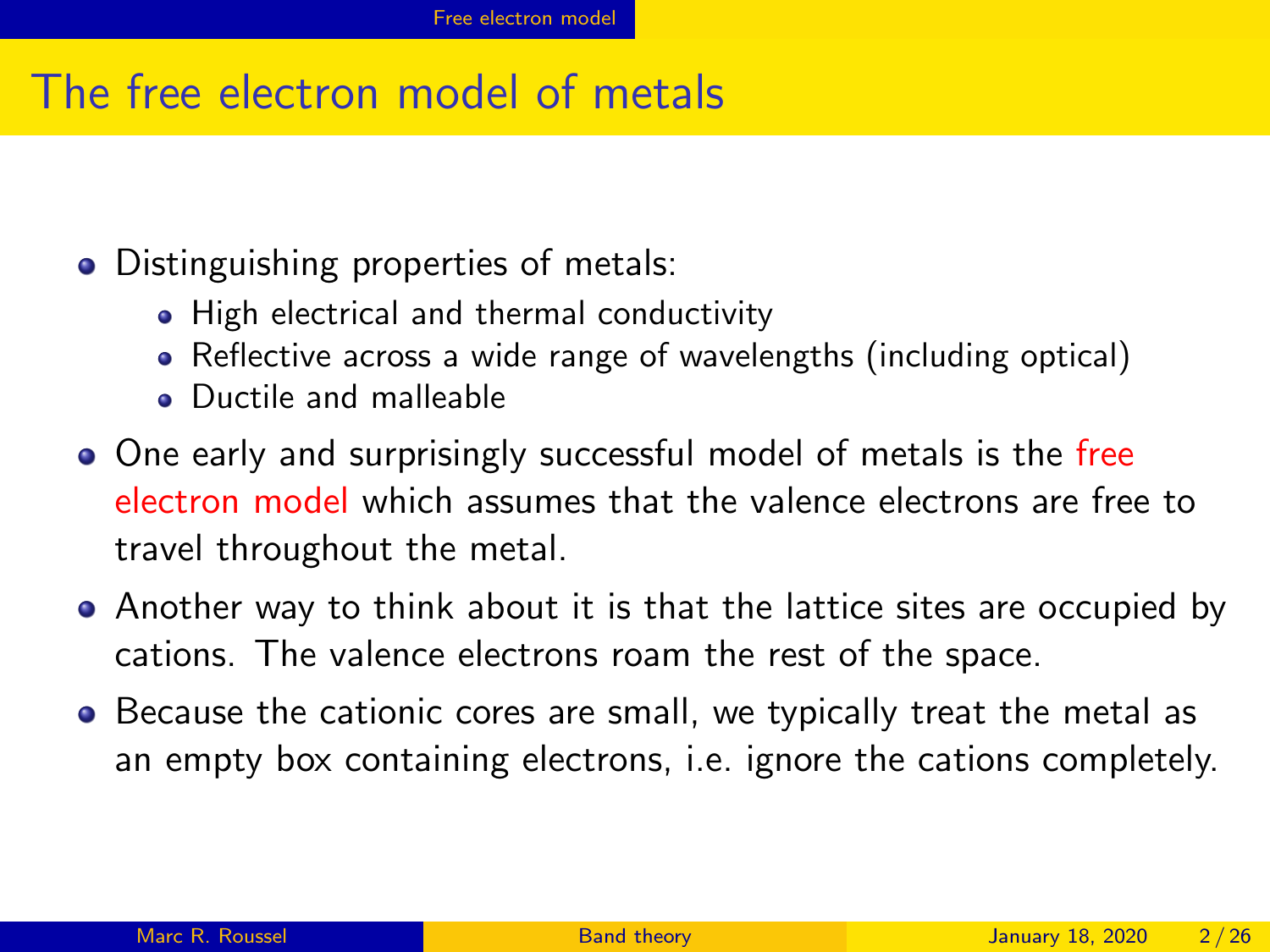# The free electron model of metals

- Distinguishing properties of metals:
  - High electrical and thermal conductivity
  - Reflective across a wide range of wavelengths (including optical)
  - Ductile and malleable
- One early and surprisingly successful model of metals is the free electron model which assumes that the valence electrons are free to travel throughout the metal.
- Another way to think about it is that the lattice sites are occupied by cations. The valence electrons roam the rest of the space.
- Because the cationic cores are small, we typically treat the metal as an empty box containing electrons, i.e. ignore the cations completely.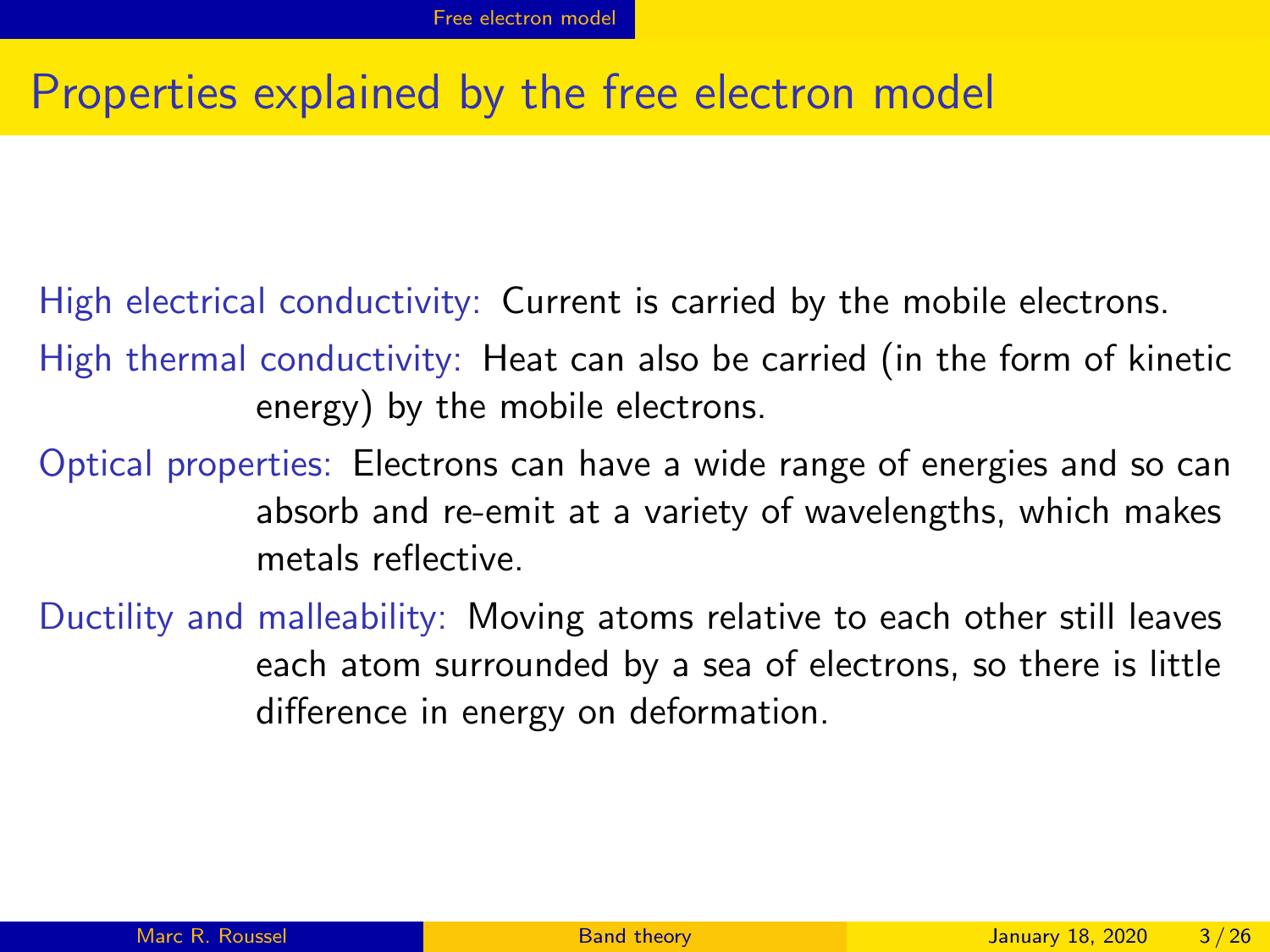# Properties explained by the free electron model

**High electrical conductivity:** Current is carried by the mobile electrons.

**High thermal conductivity:** Heat can also be carried (in the form of kinetic energy) by the mobile electrons.

**Optical properties:** Electrons can have a wide range of energies and so can absorb and re-emit at a variety of wavelengths, which makes metals reflective.

**Ductility and malleability:** Moving atoms relative to each other still leaves each atom surrounded by a sea of electrons, so there is little difference in energy on deformation.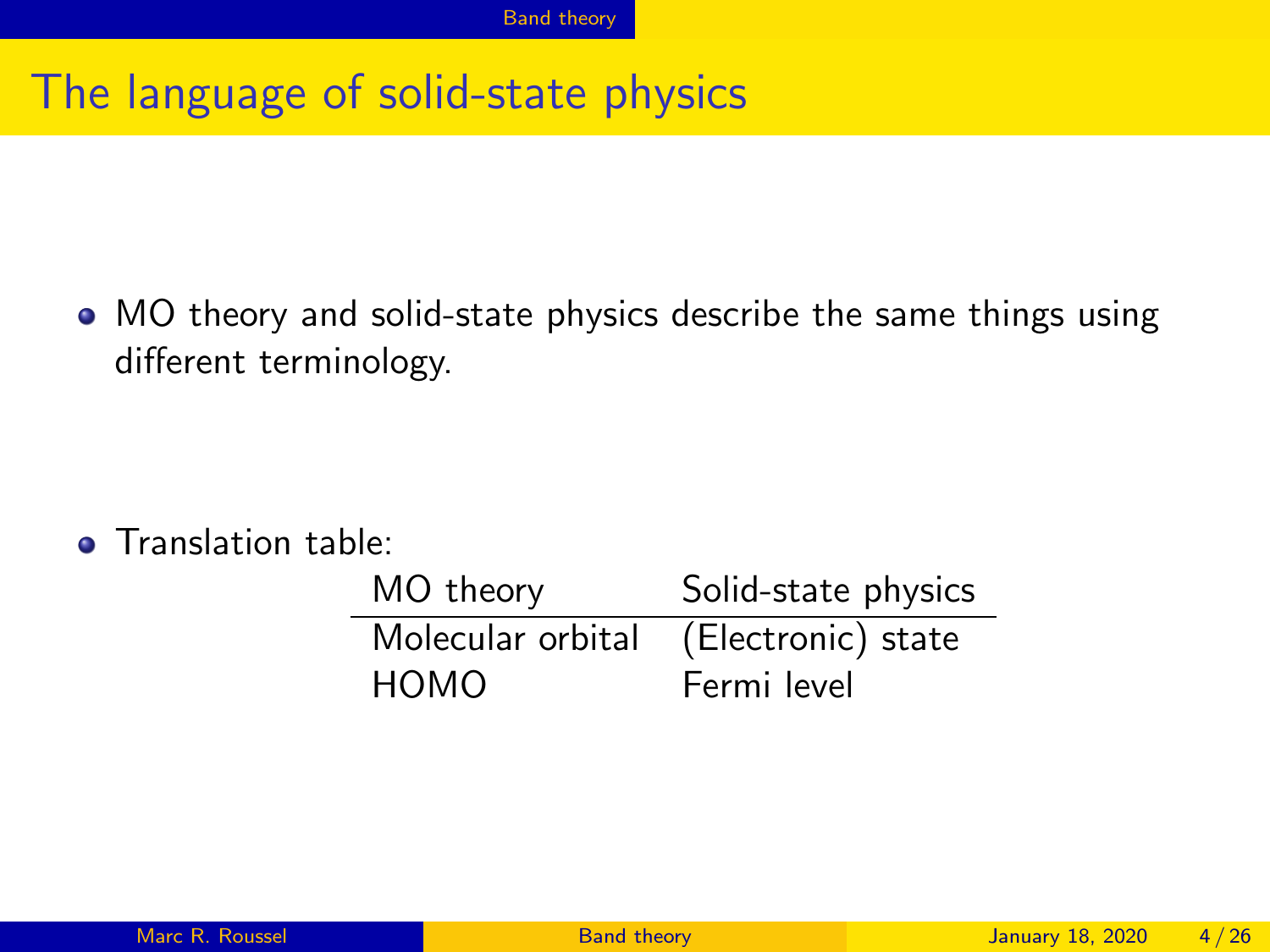# The language of solid-state physics

- MO theory and solid-state physics describe the same things using different terminology.

- Translation table:

| MO theory | Solid-state physics |
| --- | --- |
| Molecular orbital | (Electronic) state |
| HOMO | Fermi level |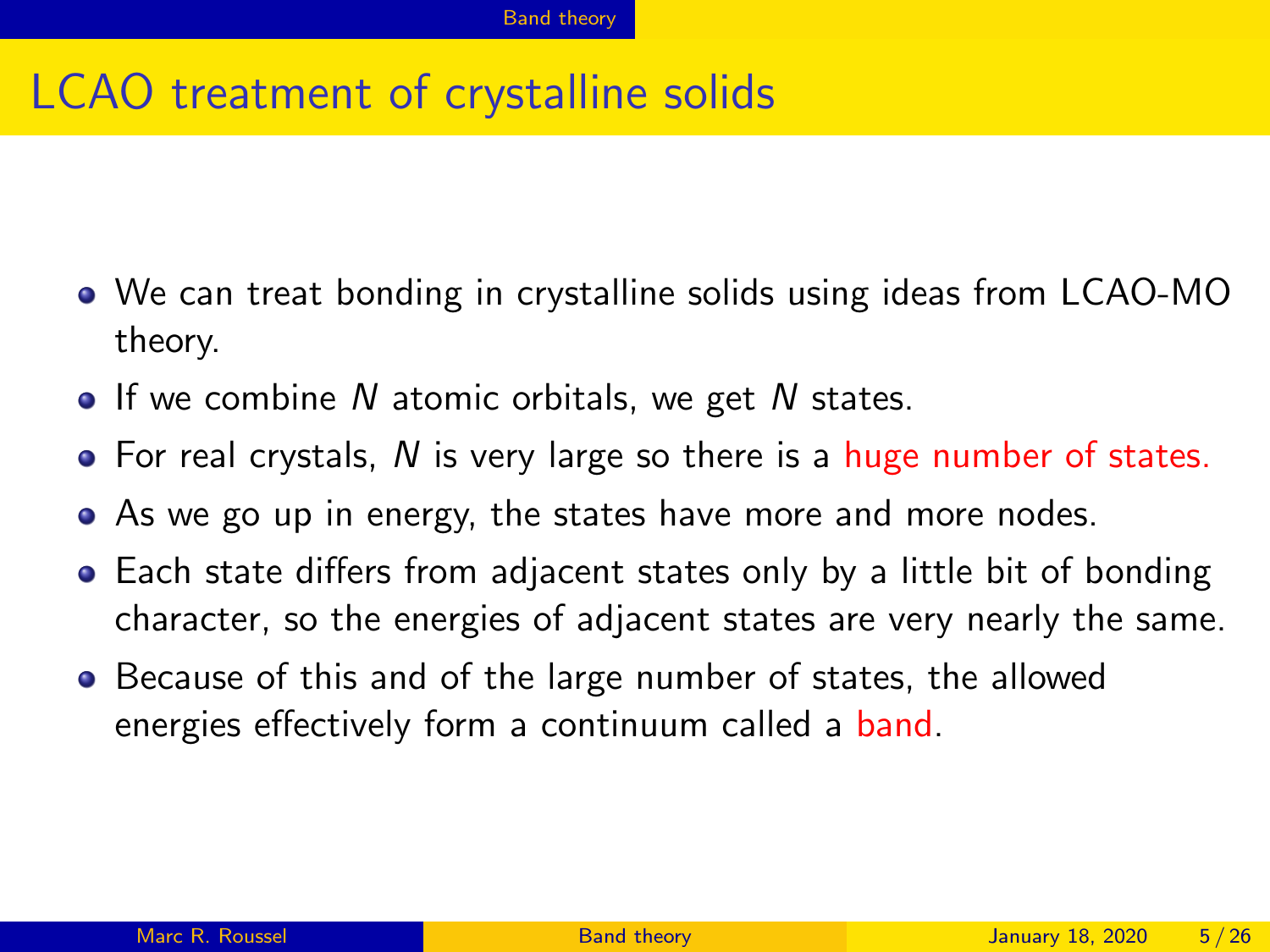# LCAO treatment of crystalline solids

- We can treat bonding in crystalline solids using ideas from LCAO-MO theory.
- If we combine $N$ atomic orbitals, we get $N$ states.
- For real crystals, $N$ is very large so there is a huge number of states.
- As we go up in energy, the states have more and more nodes.
- Each state differs from adjacent states only by a little bit of bonding character, so the energies of adjacent states are very nearly the same.
- Because of this and of the large number of states, the allowed energies effectively form a continuum called a band.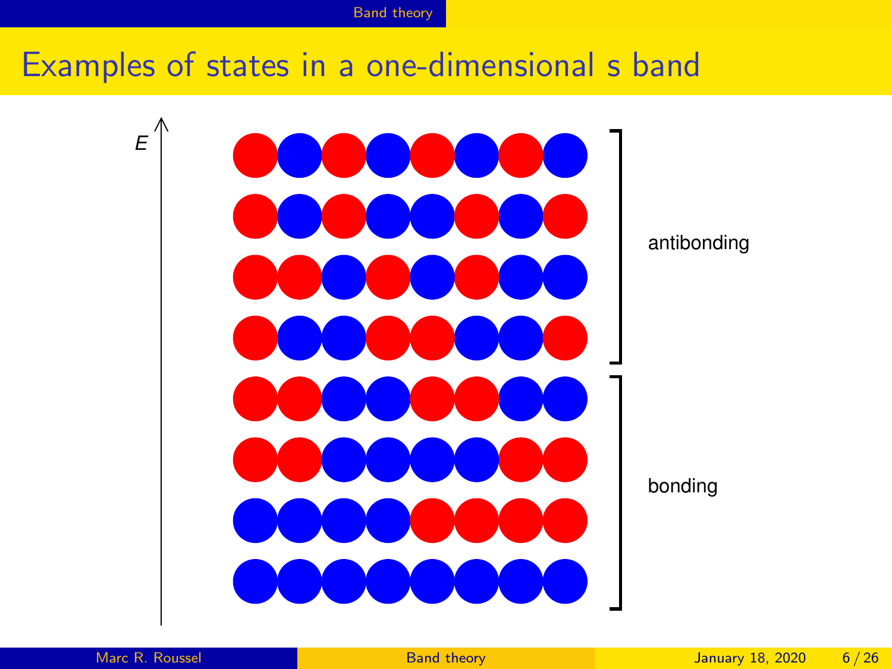# Examples of states in a one-dimensional s band

$E$

antibonding

bonding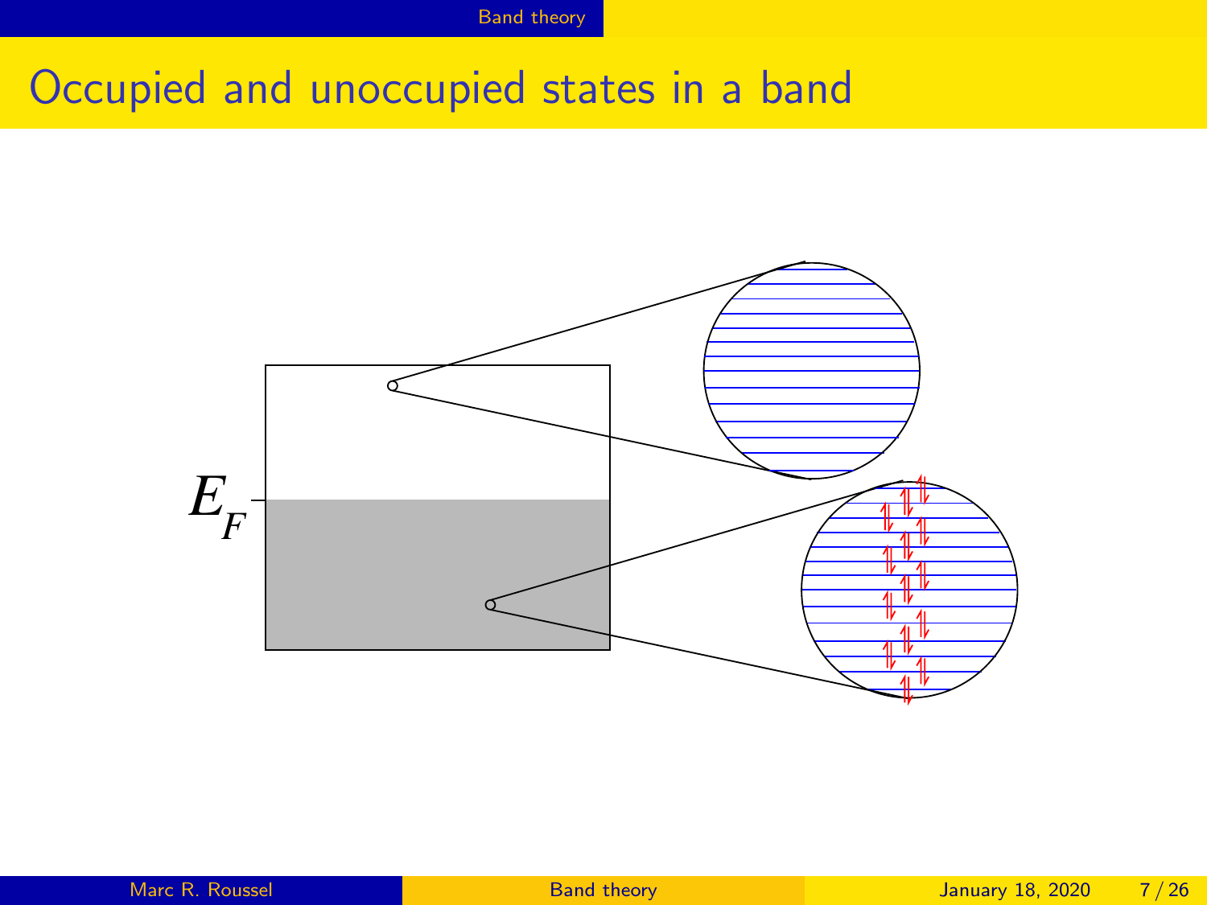# Occupied and unoccupied states in a band

$E_F$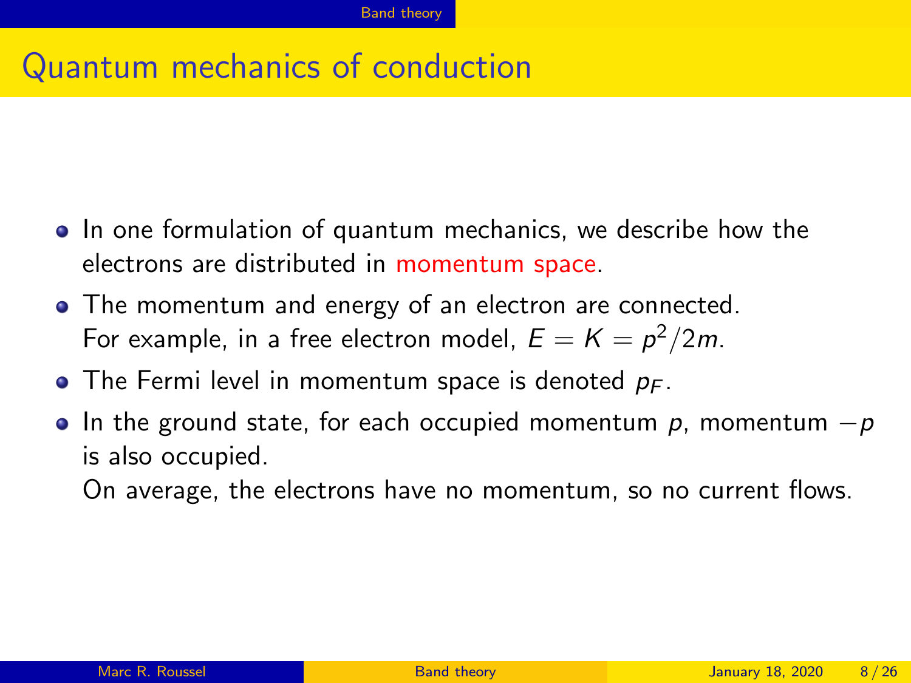# Quantum mechanics of conduction

- In one formulation of quantum mechanics, we describe how the electrons are distributed in momentum space.
- The momentum and energy of an electron are connected.
  For example, in a free electron model, $E = K = p^2/2m$.
- The Fermi level in momentum space is denoted $p_F$.
- In the ground state, for each occupied momentum $p$, momentum $-p$ is also occupied.
  On average, the electrons have no momentum, so no current flows.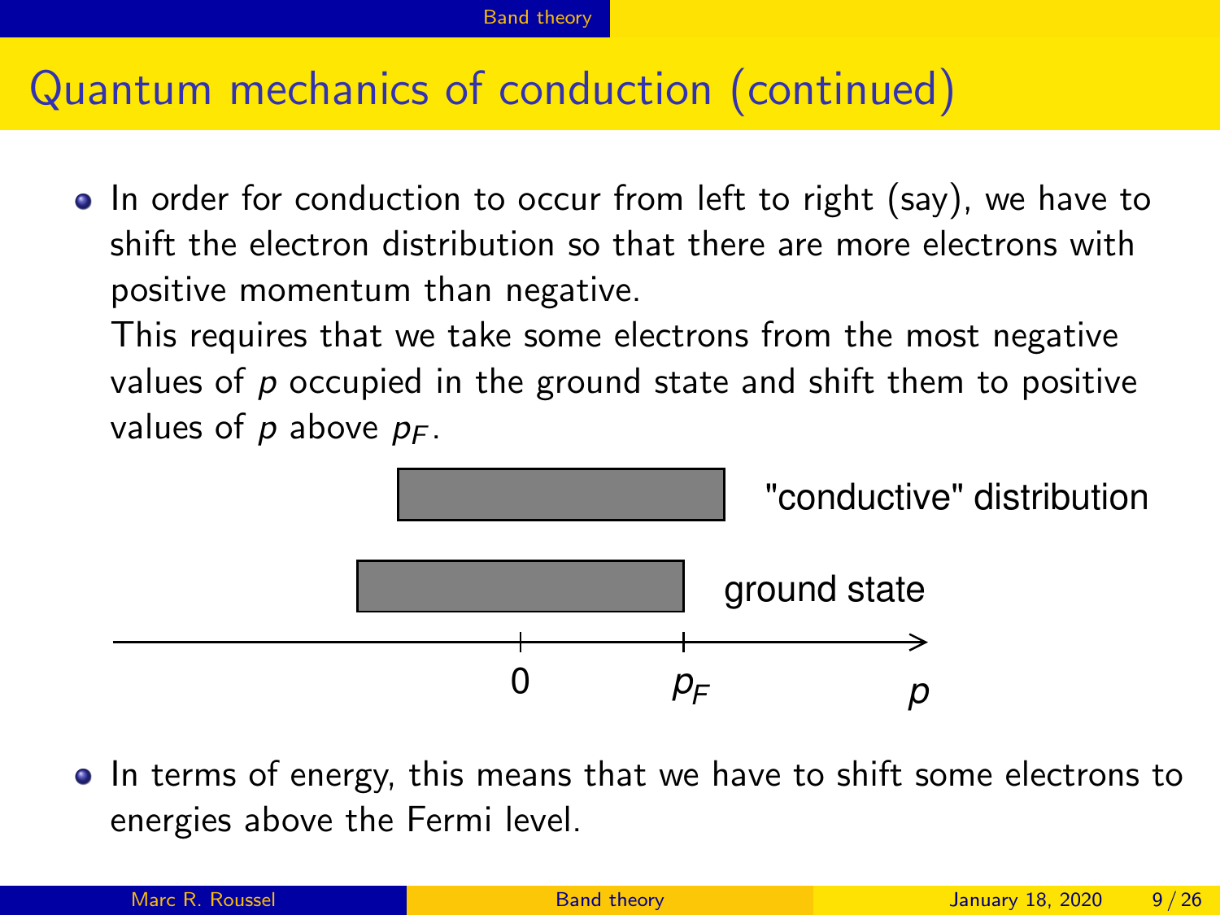# Quantum mechanics of conduction (continued)

- In order for conduction to occur from left to right (say), we have to shift the electron distribution so that there are more electrons with positive momentum than negative.
  This requires that we take some electrons from the most negative values of $p$ occupied in the ground state and shift them to positive values of $p$ above $p_F$.

"conductive" distribution

ground state

0 $p_F$ $p$

- In terms of energy, this means that we have to shift some electrons to energies above the Fermi level.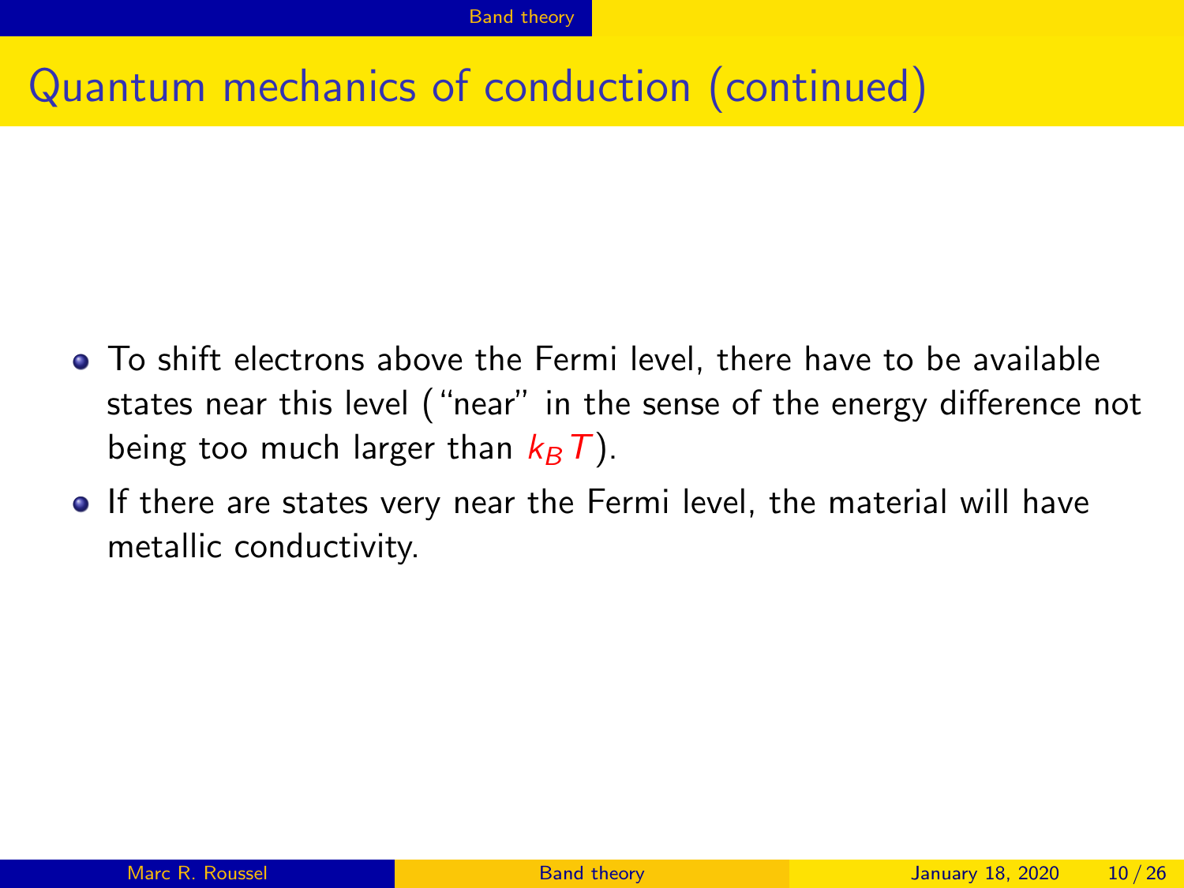# Quantum mechanics of conduction (continued)

- To shift electrons above the Fermi level, there have to be available states near this level ("near" in the sense of the energy difference not being too much larger than $k_B T$).
- If there are states very near the Fermi level, the material will have metallic conductivity.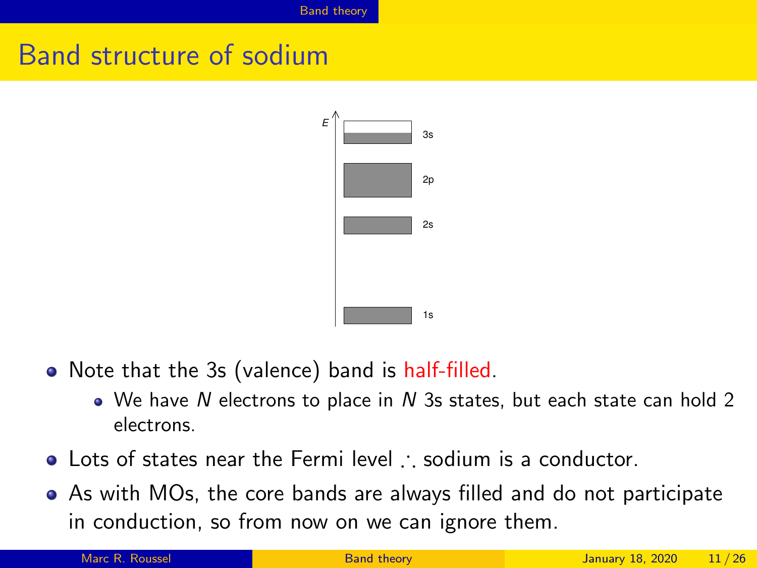# Band structure of sodium

- Note that the 3s (valence) band is half-filled.
  - We have $N$ electrons to place in $N$ 3s states, but each state can hold 2 electrons.
- Lots of states near the Fermi level $\therefore$ sodium is a conductor.
- As with MOs, the core bands are always filled and do not participate in conduction, so from now on we can ignore them.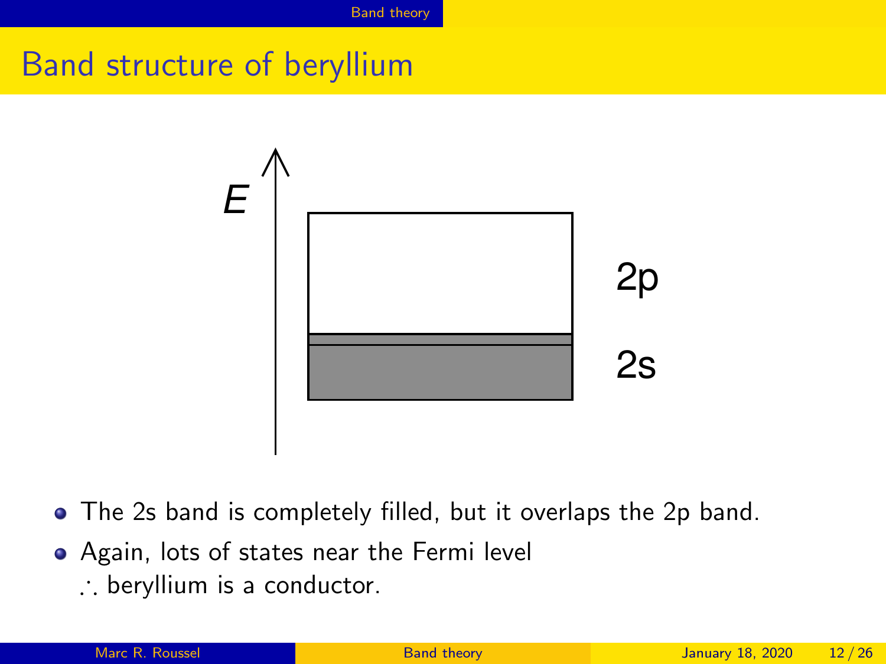## Band structure of beryllium

- The 2s band is completely filled, but it overlaps the 2p band.
- Again, lots of states near the Fermi level
  $\therefore$ beryllium is a conductor.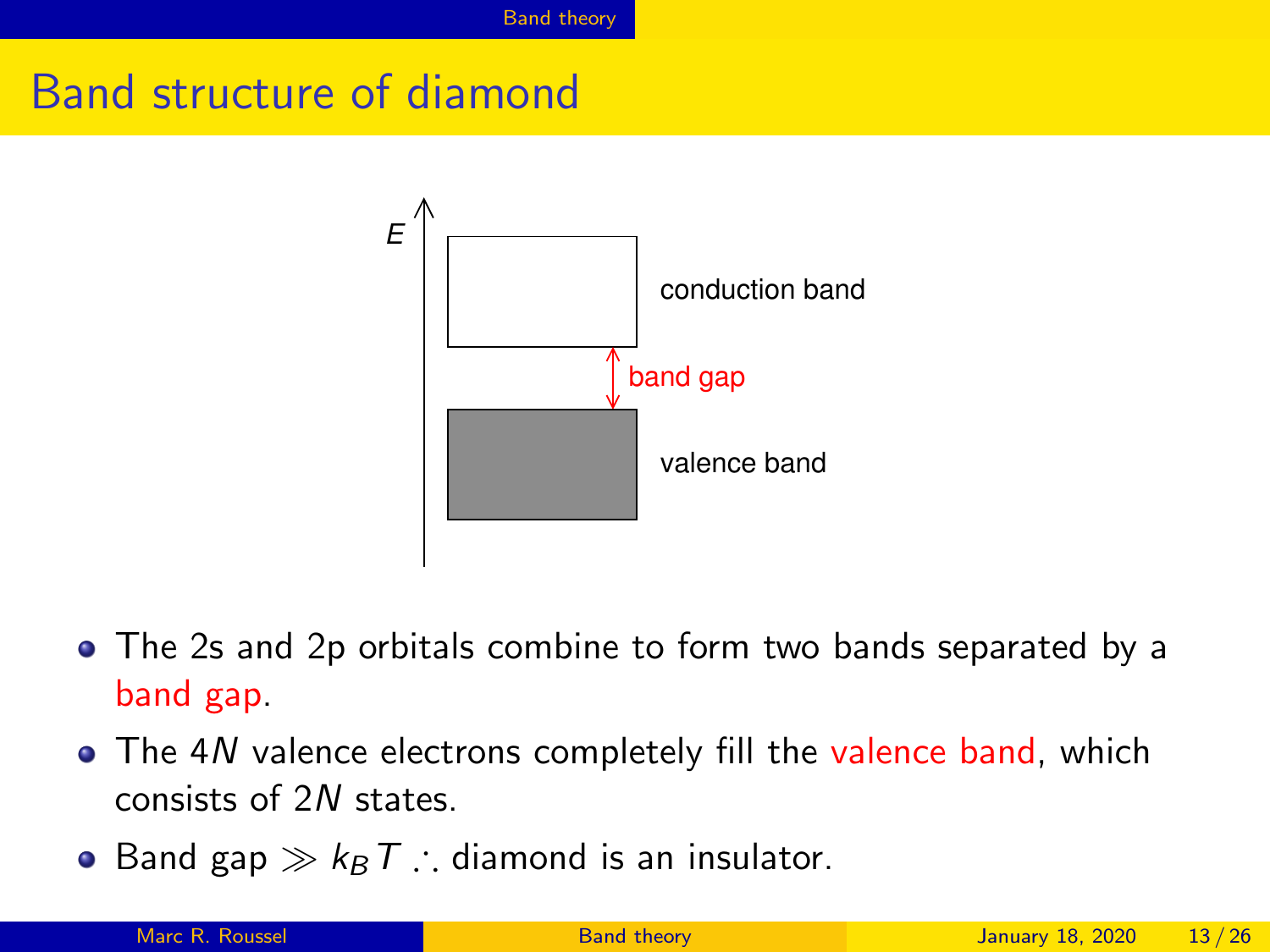# Band structure of diamond

- The 2s and 2p orbitals combine to form two bands separated by a band gap.
- The $4N$ valence electrons completely fill the valence band, which consists of $2N$ states.
- Band gap $\gg k_B T$ $\therefore$ diamond is an insulator.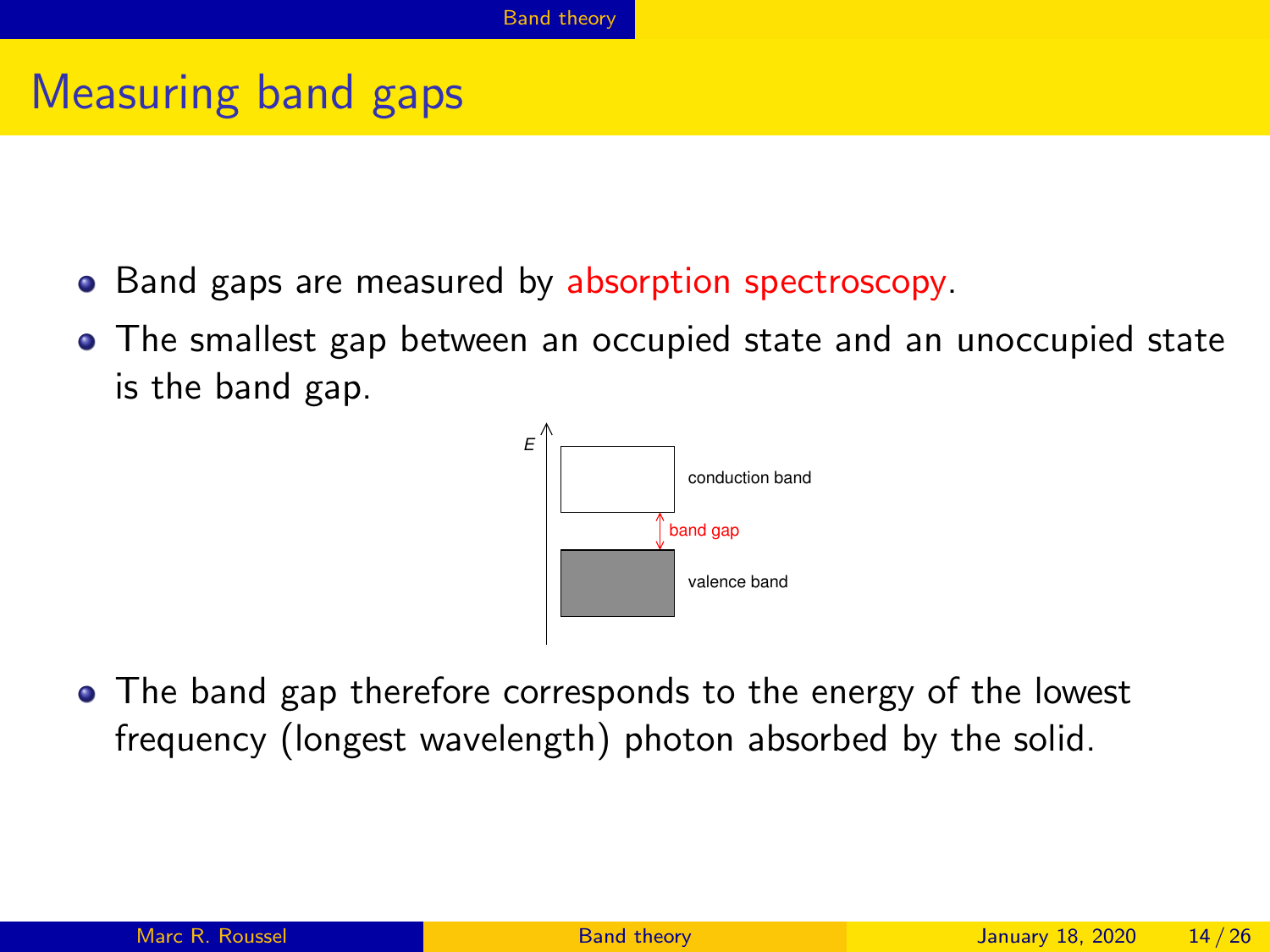# Measuring band gaps

- Band gaps are measured by absorption spectroscopy.
- The smallest gap between an occupied state and an unoccupied state is the band gap.

E

conduction band

band gap

valence band

- The band gap therefore corresponds to the energy of the lowest frequency (longest wavelength) photon absorbed by the solid.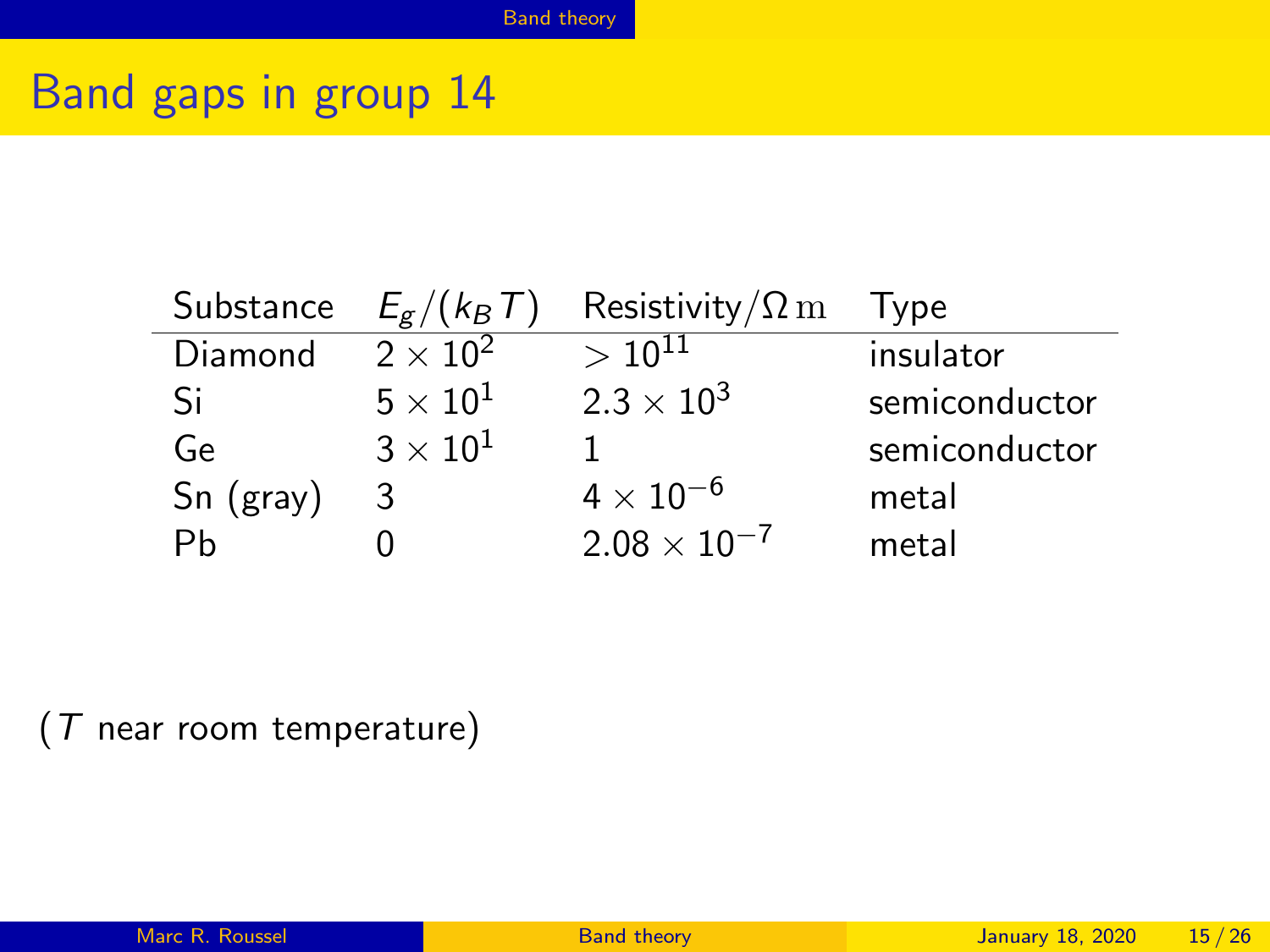# Band gaps in group 14

| Substance | $E_g/(k_B T)$ | Resistivity/$\Omega\,\mathrm{m}$ | Type |
|---|---|---|---|
| Diamond | $2 \times 10^2$ | $> 10^{11}$ | insulator |
| Si | $5 \times 10^1$ | $2.3 \times 10^3$ | semiconductor |
| Ge | $3 \times 10^1$ | 1 | semiconductor |
| Sn (gray) | 3 | $4 \times 10^{-6}$ | metal |
| Pb | 0 | $2.08 \times 10^{-7}$ | metal |

($T$ near room temperature)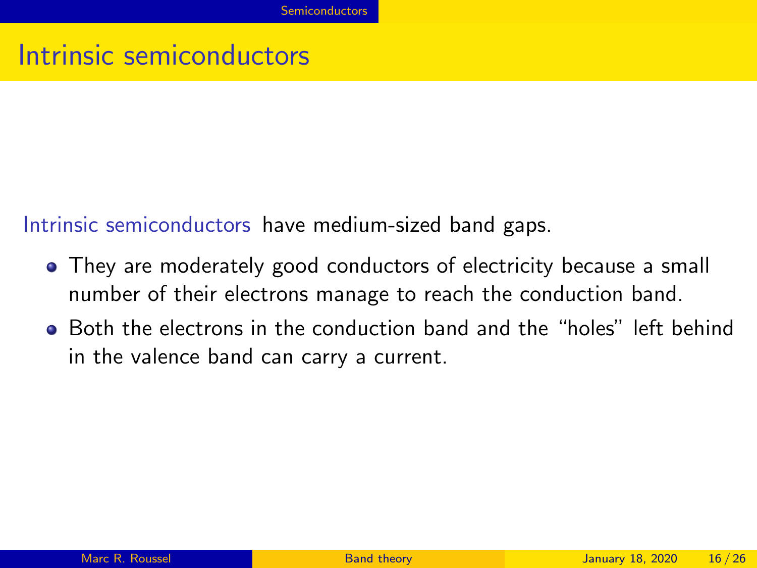# Intrinsic semiconductors

Intrinsic semiconductors have medium-sized band gaps.

- They are moderately good conductors of electricity because a small number of their electrons manage to reach the conduction band.
- Both the electrons in the conduction band and the "holes" left behind in the valence band can carry a current.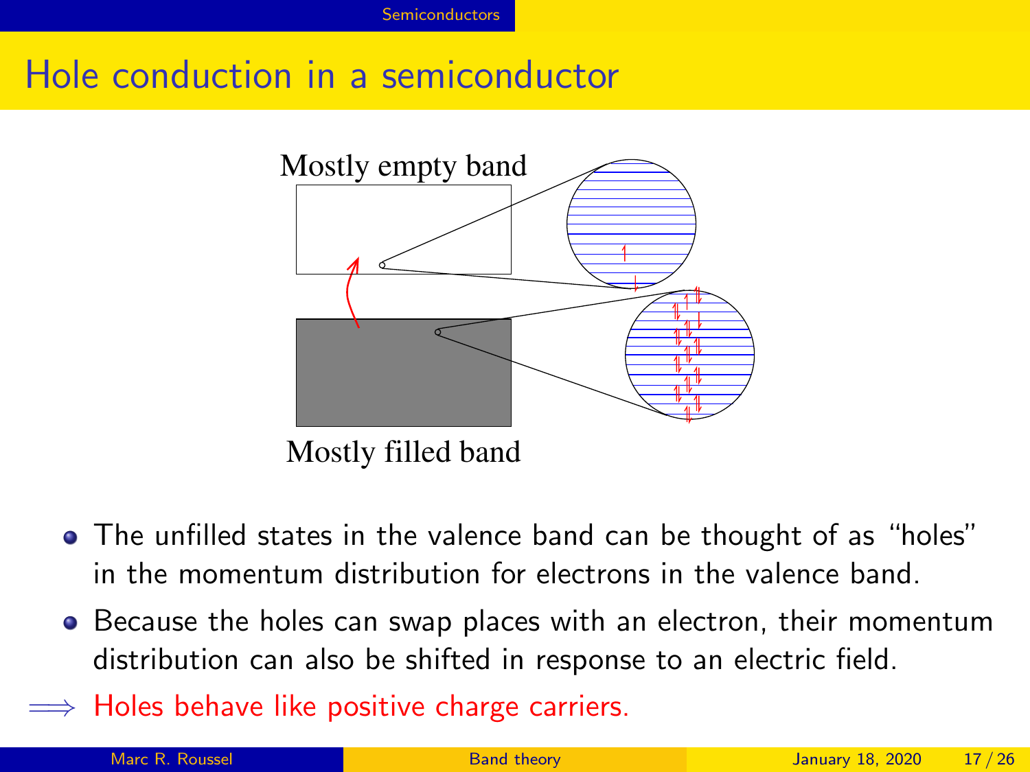# Hole conduction in a semiconductor

Mostly empty band

Mostly filled band

- The unfilled states in the valence band can be thought of as “holes” in the momentum distribution for electrons in the valence band.
- Because the holes can swap places with an electron, their momentum distribution can also be shifted in response to an electric field.

$\Longrightarrow$ Holes behave like positive charge carriers.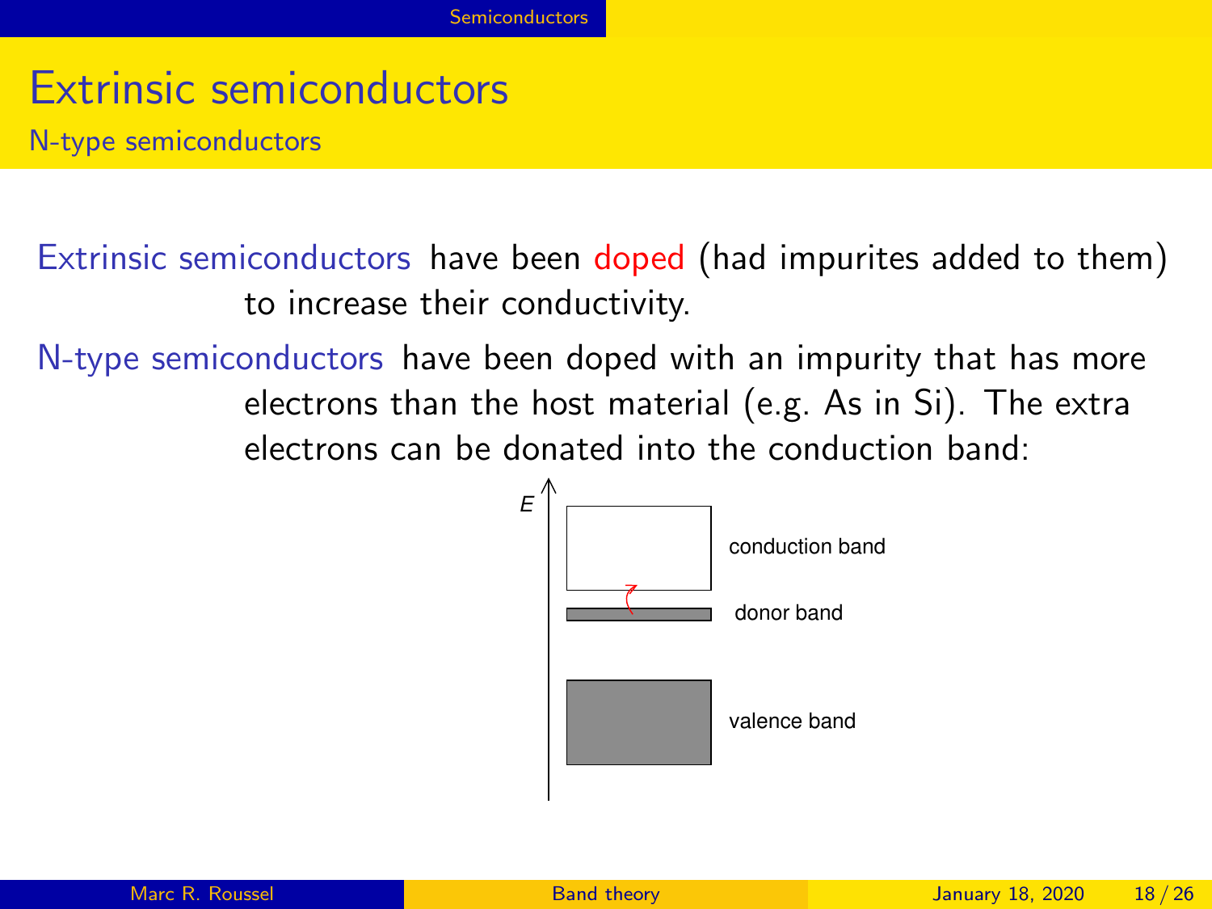# Extrinsic semiconductors

## N-type semiconductors

**Extrinsic semiconductors** have been doped (had impurites added to them) to increase their conductivity.

**N-type semiconductors** have been doped with an impurity that has more electrons than the host material (e.g. As in Si). The extra electrons can be donated into the conduction band:

E

conduction band

donor band

valence band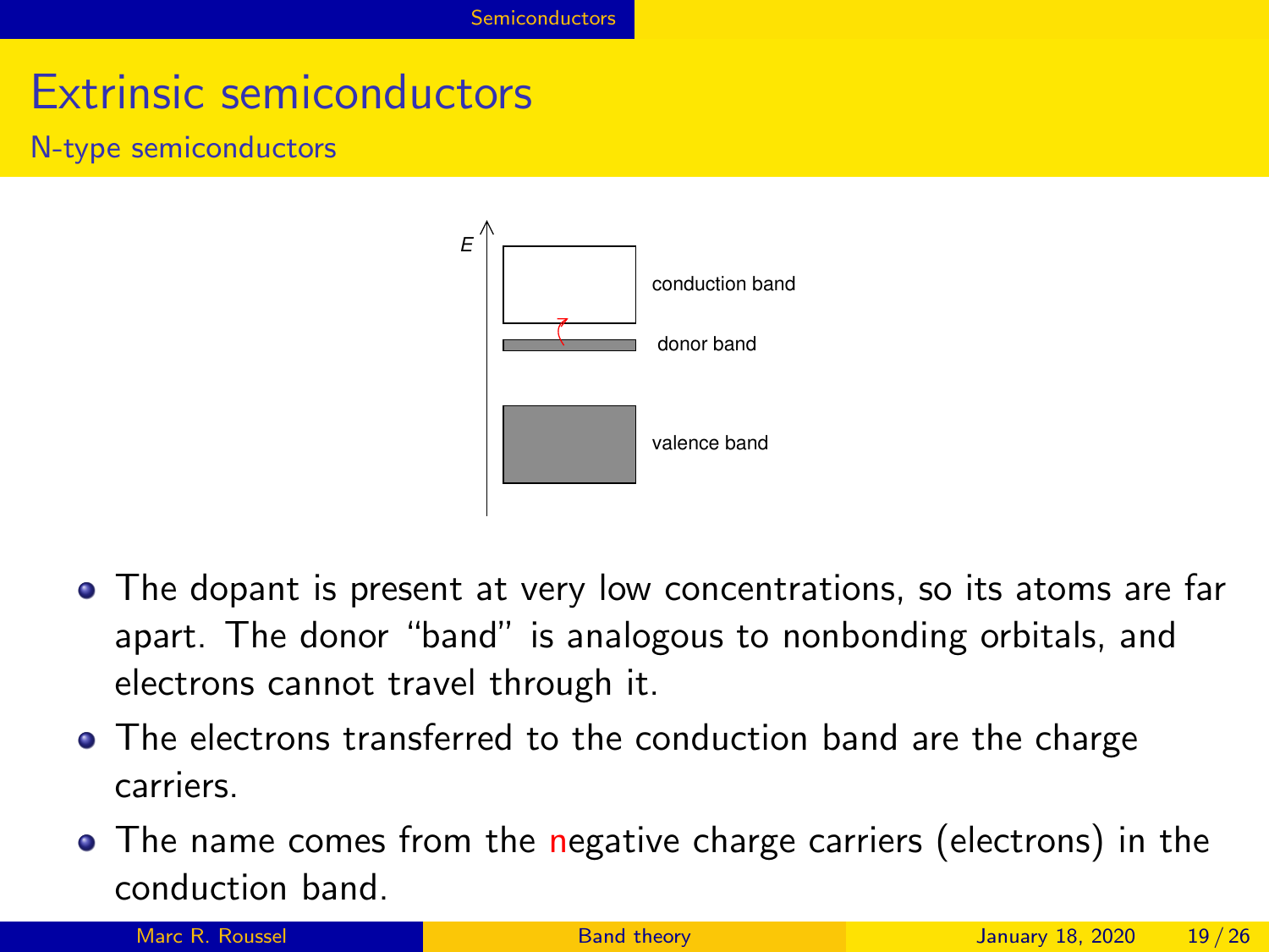# Extrinsic semiconductors

## N-type semiconductors

- The dopant is present at very low concentrations, so its atoms are far apart. The donor "band" is analogous to nonbonding orbitals, and electrons cannot travel through it.
- The electrons transferred to the conduction band are the charge carriers.
- The name comes from the negative charge carriers (electrons) in the conduction band.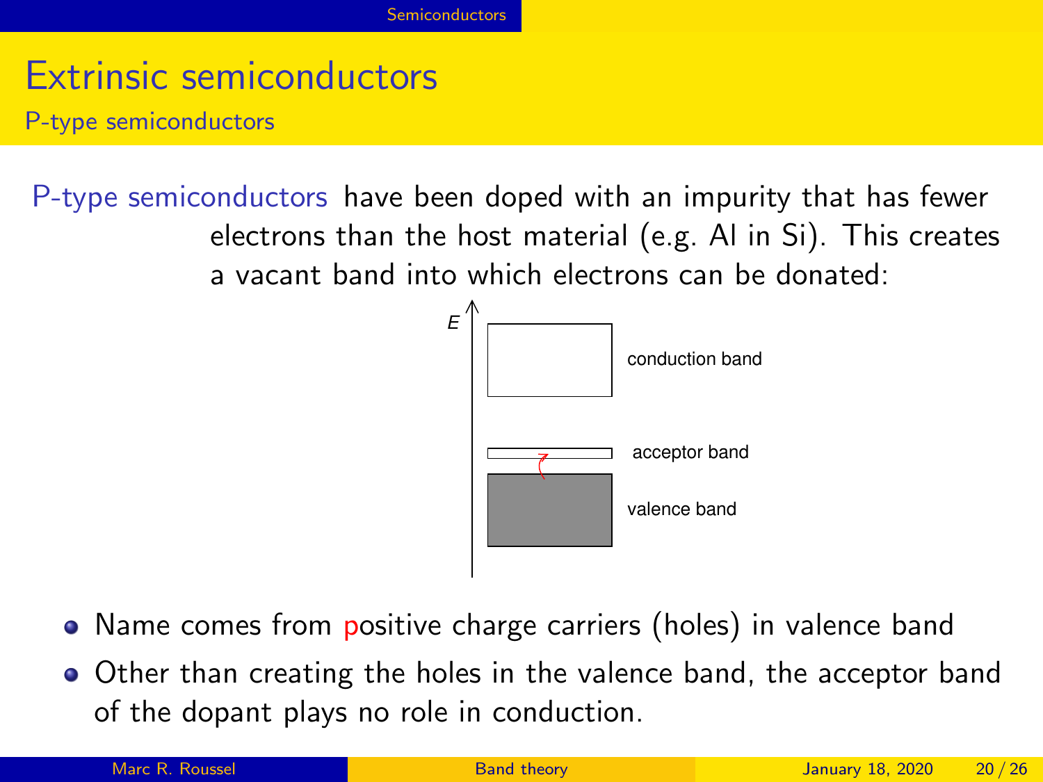# Extrinsic semiconductors

## P-type semiconductors

P-type semiconductors have been doped with an impurity that has fewer electrons than the host material (e.g. Al in Si). This creates a vacant band into which electrons can be donated:

- Name comes from positive charge carriers (holes) in valence band
- Other than creating the holes in the valence band, the acceptor band of the dopant plays no role in conduction.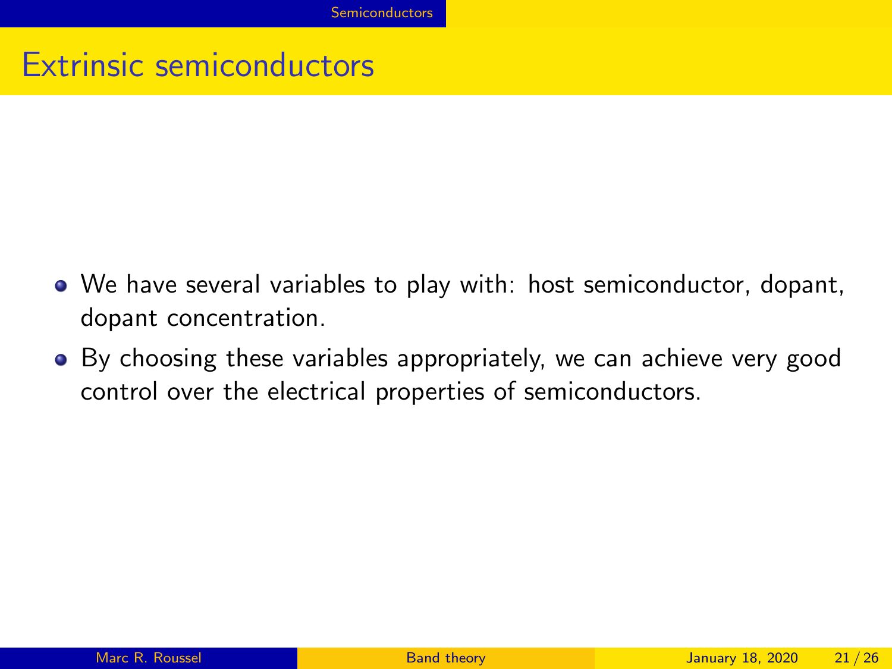# Extrinsic semiconductors

- We have several variables to play with: host semiconductor, dopant, dopant concentration.
- By choosing these variables appropriately, we can achieve very good control over the electrical properties of semiconductors.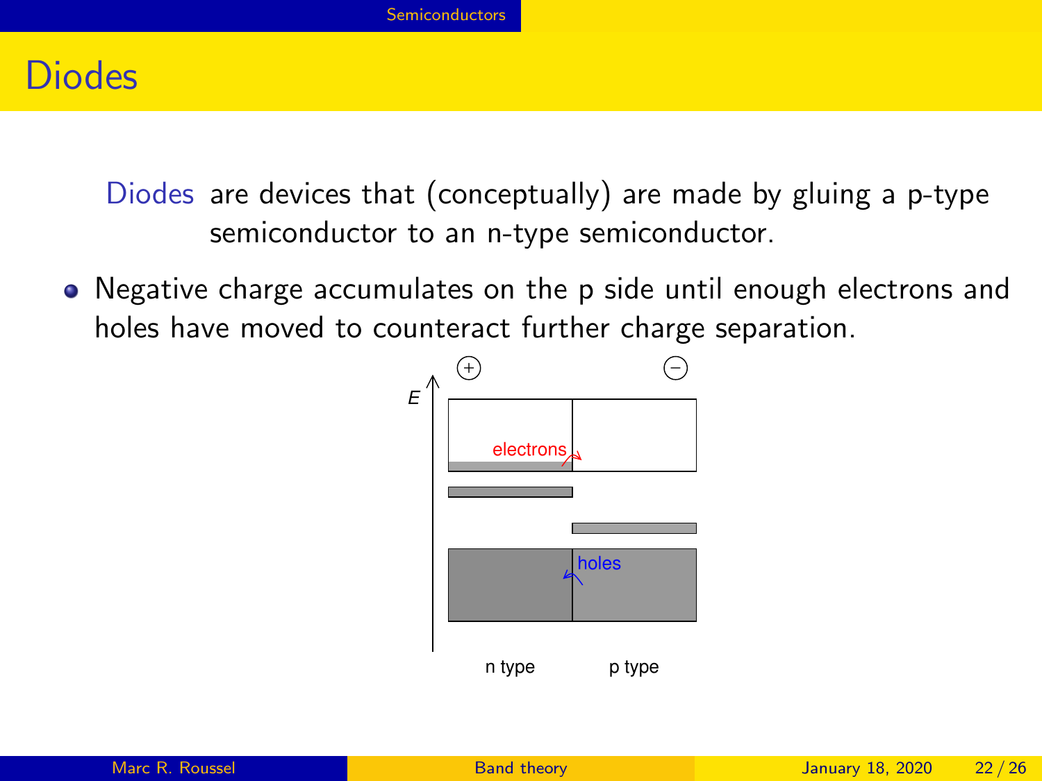# Diodes

**Diodes** are devices that (conceptually) are made by gluing a p-type semiconductor to an n-type semiconductor.

- Negative charge accumulates on the p side until enough electrons and holes have moved to counteract further charge separation.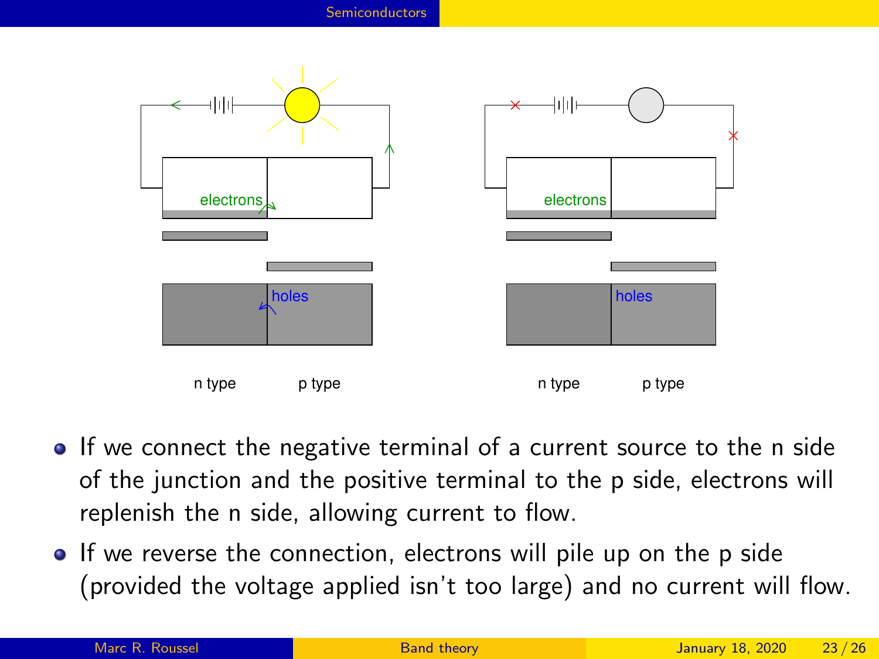- If we connect the negative terminal of a current source to the n side of the junction and the positive terminal to the p side, electrons will replenish the n side, allowing current to flow.
- If we reverse the connection, electrons will pile up on the p side (provided the voltage applied isn't too large) and no current will flow.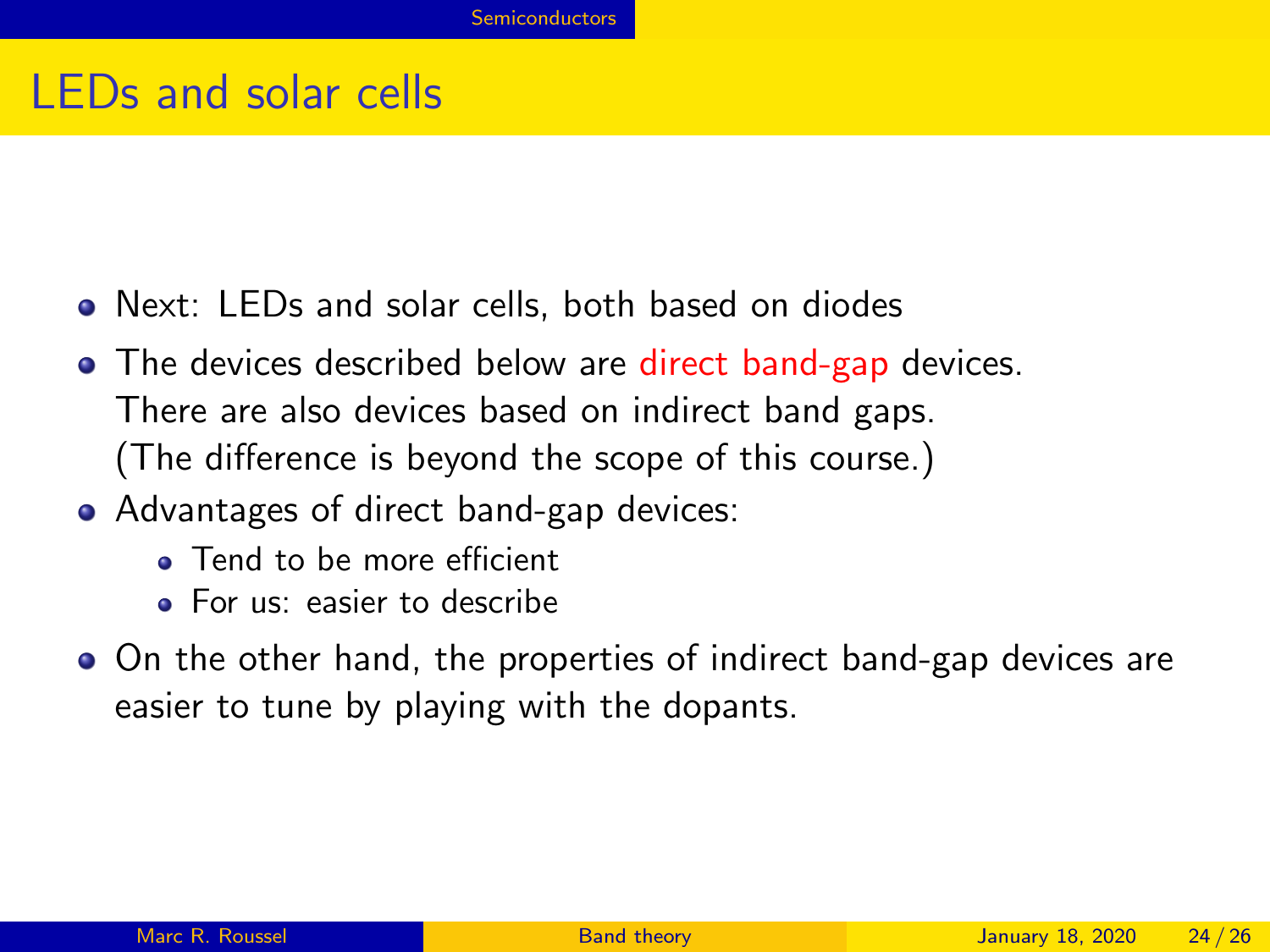# LEDs and solar cells

- Next: LEDs and solar cells, both based on diodes
- The devices described below are direct band-gap devices.
  There are also devices based on indirect band gaps.
  (The difference is beyond the scope of this course.)
- Advantages of direct band-gap devices:
  - Tend to be more efficient
  - For us: easier to describe
- On the other hand, the properties of indirect band-gap devices are easier to tune by playing with the dopants.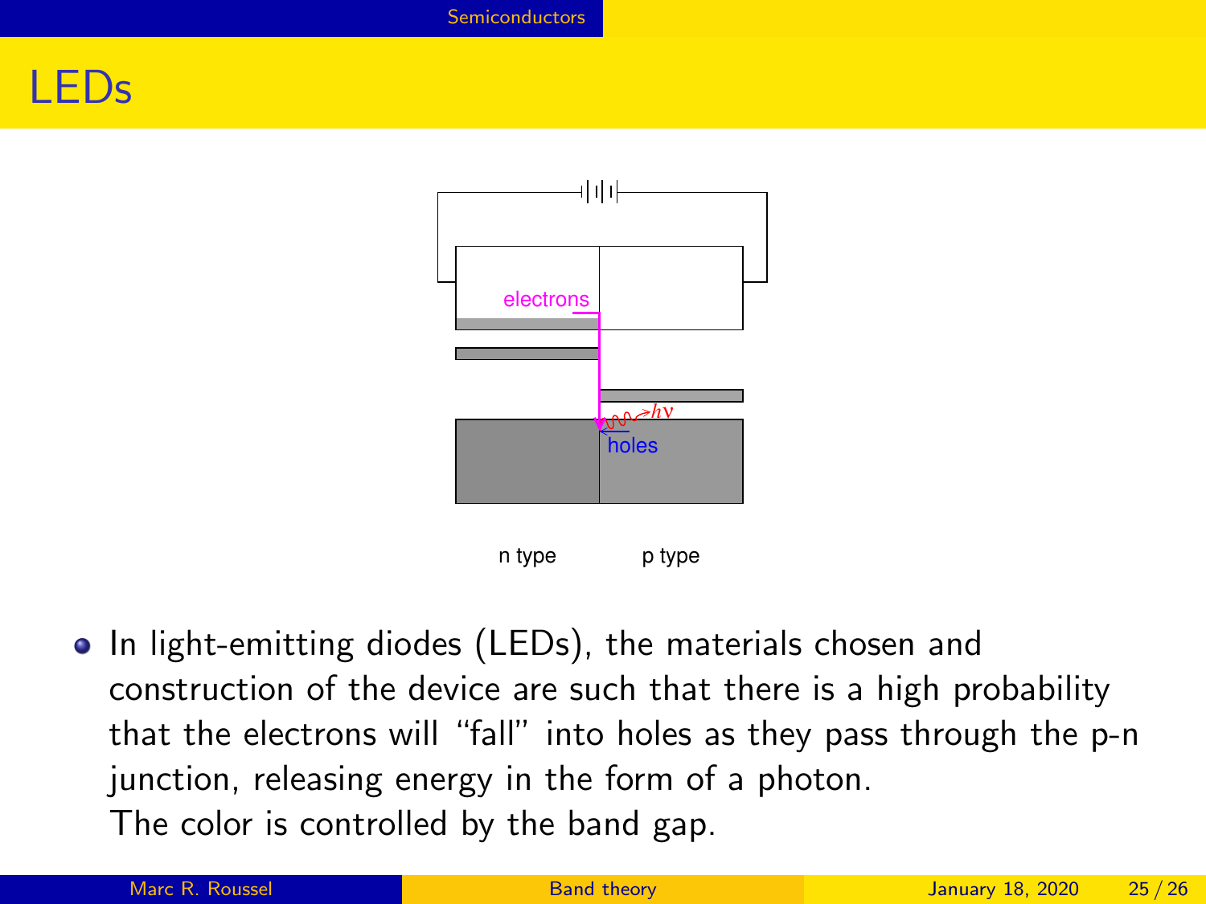# LEDs

electrons

$h\nu$

holes

n type          p type

- In light-emitting diodes (LEDs), the materials chosen and construction of the device are such that there is a high probability that the electrons will "fall" into holes as they pass through the p-n junction, releasing energy in the form of a photon.
  The color is controlled by the band gap.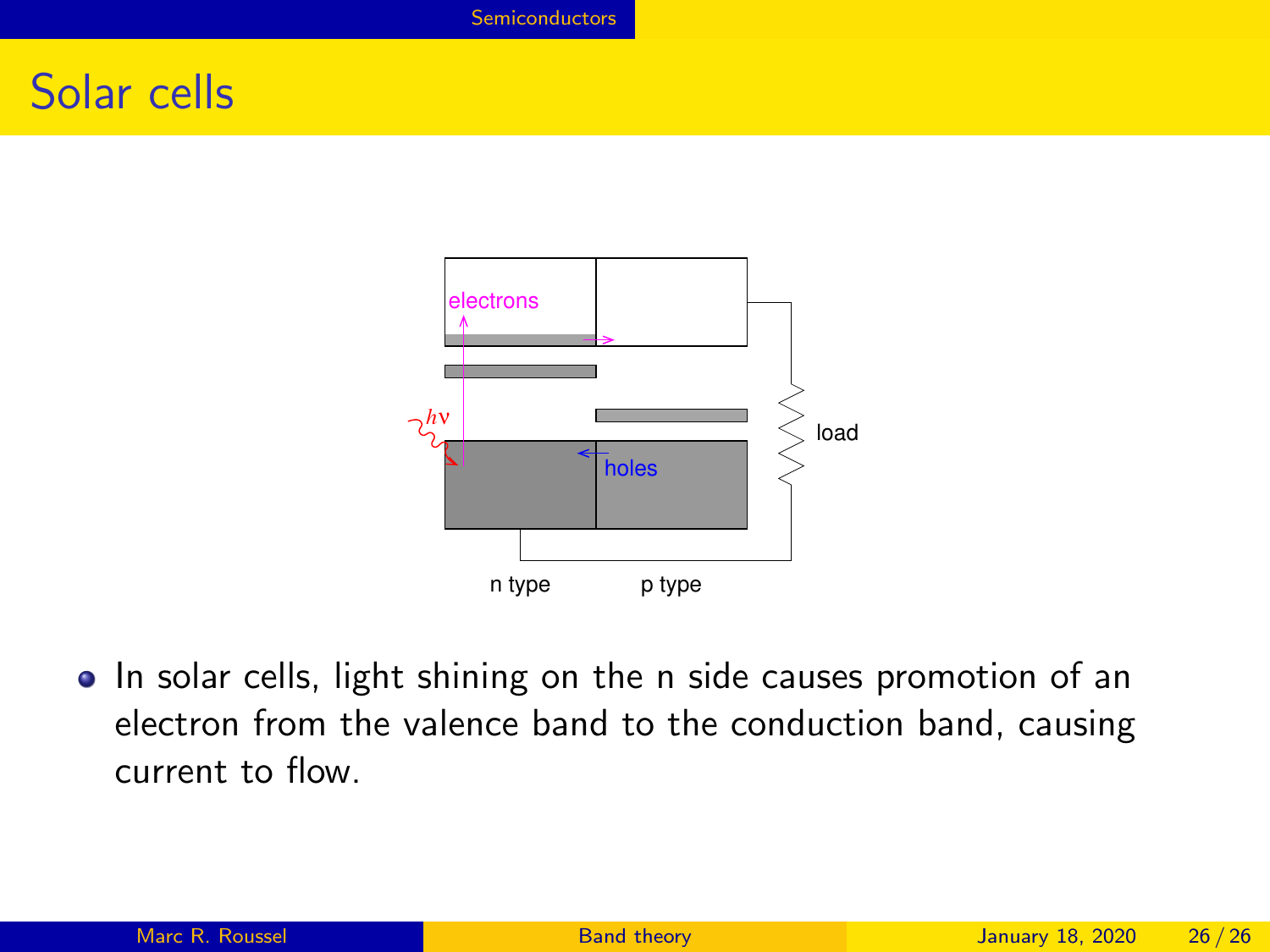# Solar cells

electrons

$h\nu$

holes

load

n type

p type

- In solar cells, light shining on the n side causes promotion of an electron from the valence band to the conduction band, causing current to flow.